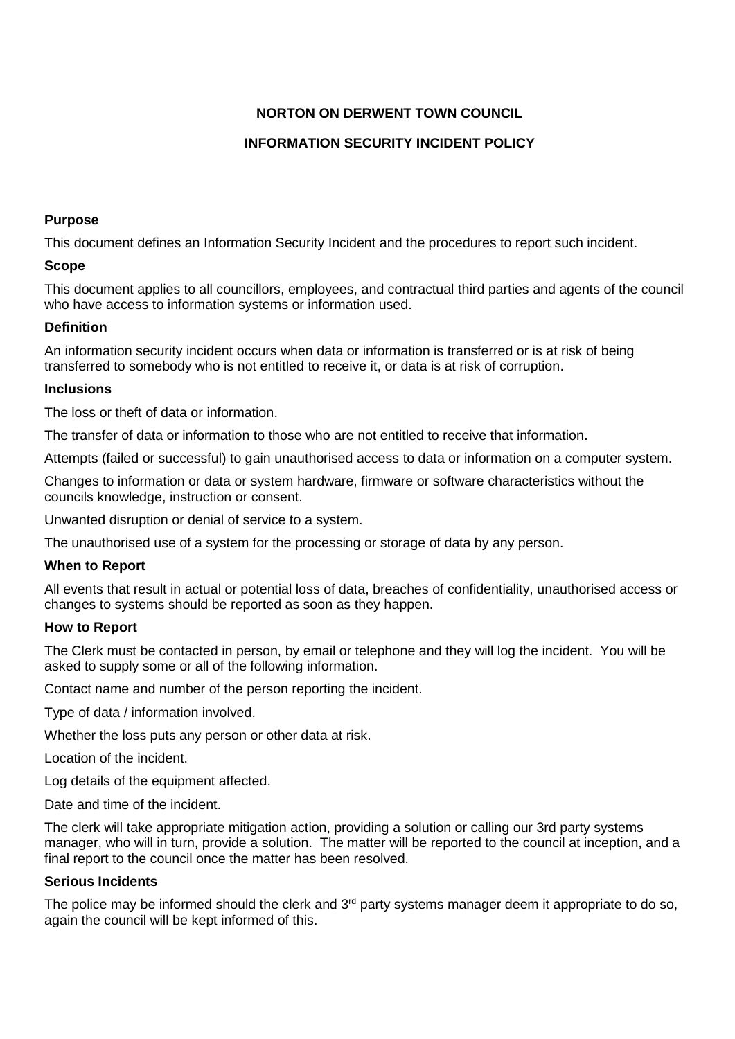**NORTON ON DERWENT TOWN COUNCIL**

**INFORMATION SECURITY INCIDENT POLICY**

**Purpose**

This document defines an Information Security Incident and the procedures to report such incident.

**Scope**

This document applies to all councillors, employees, and contractual third parties and agents of the council who have access to information systems or information used.

**Definition**

An information security incident occurs when data or information is transferred or is at risk of being transferred to somebody who is not entitled to receive it, or data is at risk of corruption.

**Inclusions**

The loss or theft of data or information.

The transfer of data or information to those who are not entitled to receive that information.

Attempts (failed or successful) to gain unauthorised access to data or information on a computer system.

Changes to information or data or system hardware, firmware or software characteristics without the councils knowledge, instruction or consent.

Unwanted disruption or denial of service to a system.

The unauthorised use of a system for the processing or storage of data by any person.

**When to Report**

All events that result in actual or potential loss of data, breaches of confidentiality, unauthorised access or changes to systems should be reported as soon as they happen.

**How to Report**

The Clerk must be contacted in person, by email or telephone and they will log the incident. You will be asked to supply some or all of the following information.

Contact name and number of the person reporting the incident.

Type of data / information involved.

Whether the loss puts any person or other data at risk.

Location of the incident.

Log details of the equipment affected.

Date and time of the incident.

The clerk will take appropriate mitigation action, providing a solution or calling our 3rd party systems manager, who will in turn, provide a solution. The matter will be reported to the council at inception, and a final report to the council once the matter has been resolved.

**Serious Incidents**

The police may be informed should the clerk and 3rd party systems manager deem it appropriate to do so, again the council will be kept informed of this.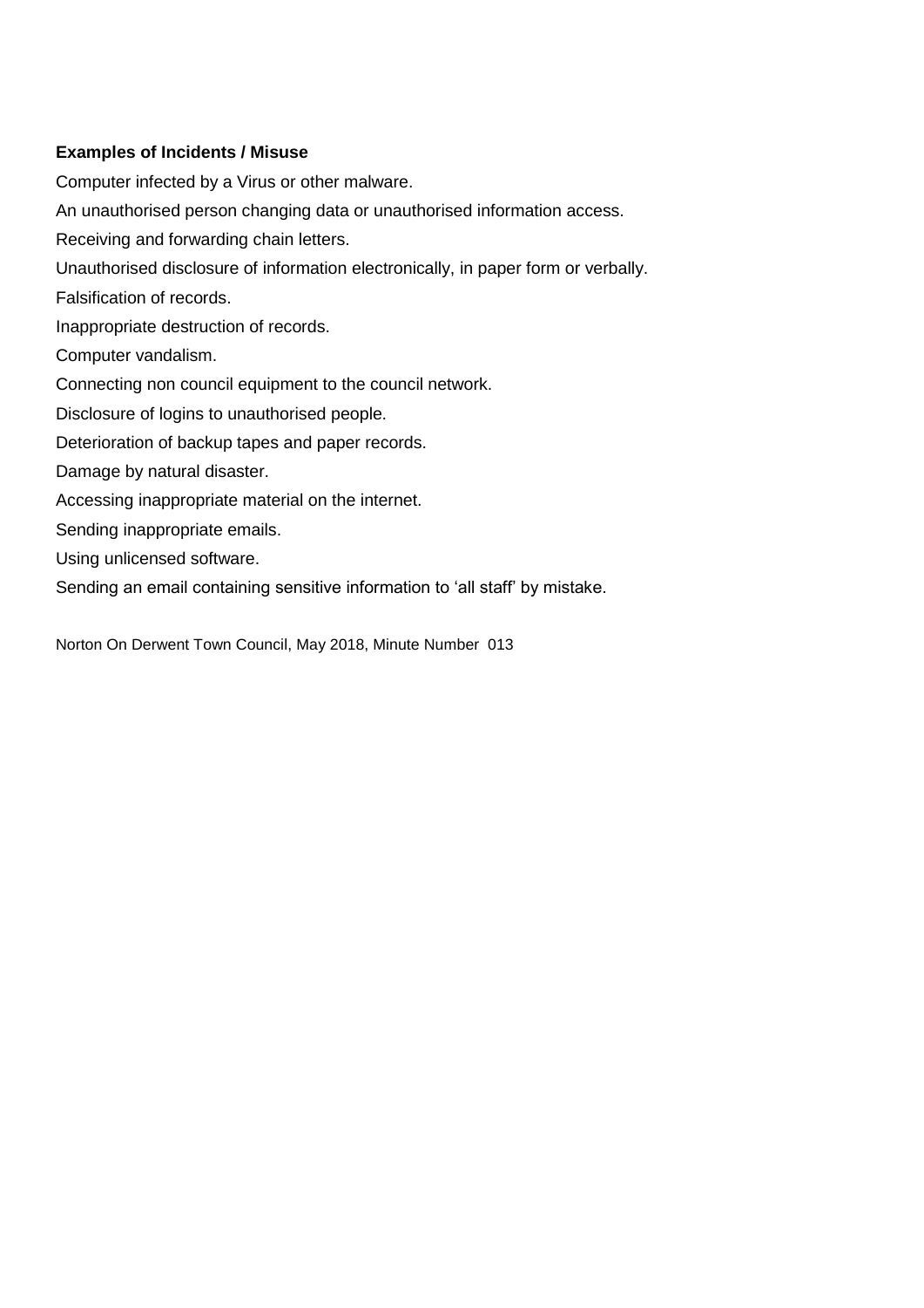**Examples of Incidents / Misuse**

Computer infected by a Virus or other malware.

An unauthorised person changing data or unauthorised information access.

Receiving and forwarding chain letters.

Unauthorised disclosure of information electronically, in paper form or verbally.

Falsification of records.

Inappropriate destruction of records.

Computer vandalism.

Connecting non council equipment to the council network.

Disclosure of logins to unauthorised people.

Deterioration of backup tapes and paper records.

Damage by natural disaster.

Accessing inappropriate material on the internet.

Sending inappropriate emails.

Using unlicensed software.

Sending an email containing sensitive information to 'all staff' by mistake.

Norton On Derwent Town Council, May 2018, Minute Number 013